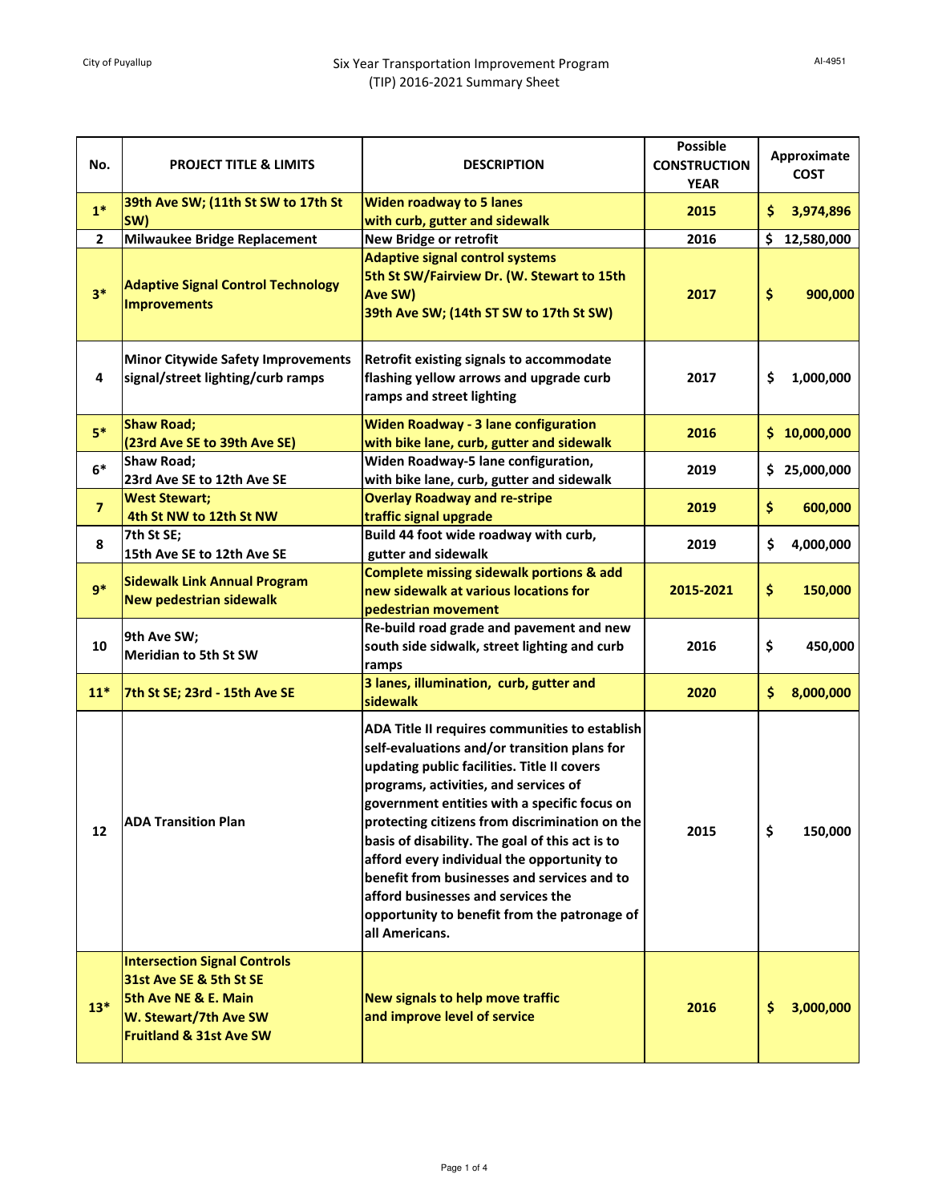City of Puyallup

# Six Year Transportation Improvement Program (TIP) 2016-2021 Summary Sheet

AI-4951

| No. | PROJECT TITLE & LIMITS | DESCRIPTION | Possible CONSTRUCTION YEAR | Approximate COST |
|---|---|---|---|---|
| 1* | 39th Ave SW; (11th St SW to 17th St SW) | Widen roadway to 5 lanes with curb, gutter and sidewalk | 2015 | $ 3,974,896 |
| 2 | Milwaukee Bridge Replacement | New Bridge or retrofit | 2016 | $ 12,580,000 |
| 3* | Adaptive Signal Control Technology Improvements | Adaptive signal control systems<br>5th St SW/Fairview Dr. (W. Stewart to 15th Ave SW)<br>39th Ave SW; (14th ST SW to 17th St SW) | 2017 | $ 900,000 |
| 4 | Minor Citywide Safety Improvements signal/street lighting/curb ramps | Retrofit existing signals to accommodate flashing yellow arrows and upgrade curb ramps and street lighting | 2017 | $ 1,000,000 |
| 5* | Shaw Road;<br>(23rd Ave SE to 39th Ave SE) | Widen Roadway - 3 lane configuration with bike lane, curb, gutter and sidewalk | 2016 | $ 10,000,000 |
| 6* | Shaw Road;<br>23rd Ave SE to 12th Ave SE | Widen Roadway-5 lane configuration, with bike lane, curb, gutter and sidewalk | 2019 | $ 25,000,000 |
| 7 | West Stewart;<br>4th St NW to 12th St NW | Overlay Roadway and re-stripe traffic signal upgrade | 2019 | $ 600,000 |
| 8 | 7th St SE;<br>15th Ave SE to 12th Ave SE | Build 44 foot wide roadway with curb, gutter and sidewalk | 2019 | $ 4,000,000 |
| 9* | Sidewalk Link Annual Program<br>New pedestrian sidewalk | Complete missing sidewalk portions & add new sidewalk at various locations for pedestrian movement | 2015-2021 | $ 150,000 |
| 10 | 9th Ave SW;<br>Meridian to 5th St SW | Re-build road grade and pavement and new south side sidwalk, street lighting and curb ramps | 2016 | $ 450,000 |
| 11* | 7th St SE; 23rd - 15th Ave SE | 3 lanes, illumination, curb, gutter and sidewalk | 2020 | $ 8,000,000 |
| 12 | ADA Transition Plan | ADA Title II requires communities to establish self-evaluations and/or transition plans for updating public facilities. Title II covers programs, activities, and services of government entities with a specific focus on protecting citizens from discrimination on the basis of disability. The goal of this act is to afford every individual the opportunity to benefit from businesses and services and to afford businesses and services the opportunity to benefit from the patronage of all Americans. | 2015 | $ 150,000 |
| 13* | Intersection Signal Controls<br>31st Ave SE & 5th St SE<br>5th Ave NE & E. Main<br>W. Stewart/7th Ave SW<br>Fruitland & 31st Ave SW | New signals to help move traffic and improve level of service | 2016 | $ 3,000,000 |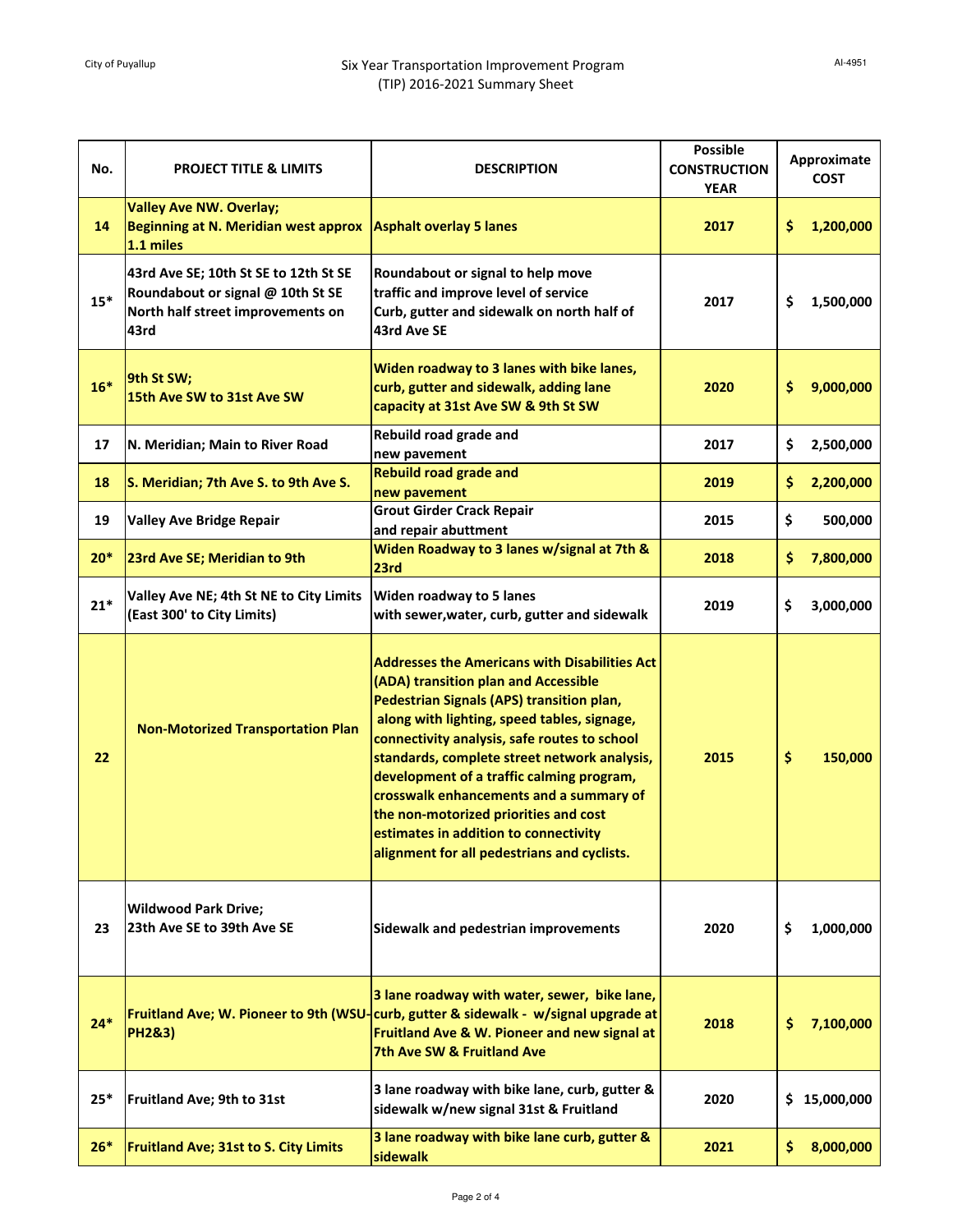# Six Year Transportation Improvement Program (TIP) 2016-2021 Summary Sheet

| No. | PROJECT TITLE & LIMITS | DESCRIPTION | Possible CONSTRUCTION YEAR | Approximate COST |
|---|---|---|---|---|
| 14 | Valley Ave NW. Overlay; Beginning at N. Meridian west approx 1.1 miles | Asphalt overlay 5 lanes | 2017 | $ 1,200,000 |
| 15* | 43rd Ave SE; 10th St SE to 12th St SE Roundabout or signal @ 10th St SE North half street improvements on 43rd | Roundabout or signal to help move traffic and improve level of service Curb, gutter and sidewalk on north half of 43rd Ave SE | 2017 | $ 1,500,000 |
| 16* | 9th St SW; 15th Ave SW to 31st Ave SW | Widen roadway to 3 lanes with bike lanes, curb, gutter and sidewalk, adding lane capacity at 31st Ave SW & 9th St SW | 2020 | $ 9,000,000 |
| 17 | N. Meridian; Main to River Road | Rebuild road grade and new pavement | 2017 | $ 2,500,000 |
| 18 | S. Meridian; 7th Ave S. to 9th Ave S. | Rebuild road grade and new pavement | 2019 | $ 2,200,000 |
| 19 | Valley Ave Bridge Repair | Grout Girder Crack Repair and repair abuttment | 2015 | $ 500,000 |
| 20* | 23rd Ave SE; Meridian to 9th | Widen Roadway to 3 lanes w/signal at 7th & 23rd | 2018 | $ 7,800,000 |
| 21* | Valley Ave NE; 4th St NE to City Limits (East 300' to City Limits) | Widen roadway to 5 lanes with sewer,water, curb, gutter and sidewalk | 2019 | $ 3,000,000 |
| 22 | Non-Motorized Transportation Plan | Addresses the Americans with Disabilities Act (ADA) transition plan and Accessible Pedestrian Signals (APS) transition plan, along with lighting, speed tables, signage, connectivity analysis, safe routes to school standards, complete street network analysis, development of a traffic calming program, crosswalk enhancements and a summary of the non-motorized priorities and cost estimates in addition to connectivity alignment for all pedestrians and cyclists. | 2015 | $ 150,000 |
| 23 | Wildwood Park Drive; 23th Ave SE to 39th Ave SE | Sidewalk and pedestrian improvements | 2020 | $ 1,000,000 |
| 24* | Fruitland Ave; W. Pioneer to 9th (WSU-PH2&3) | 3 lane roadway with water, sewer, bike lane, curb, gutter & sidewalk - w/signal upgrade at Fruitland Ave & W. Pioneer and new signal at 7th Ave SW & Fruitland Ave | 2018 | $ 7,100,000 |
| 25* | Fruitland Ave; 9th to 31st | 3 lane roadway with bike lane, curb, gutter & sidewalk w/new signal 31st & Fruitland | 2020 | $ 15,000,000 |
| 26* | Fruitland Ave; 31st to S. City Limits | 3 lane roadway with bike lane curb, gutter & sidewalk | 2021 | $ 8,000,000 |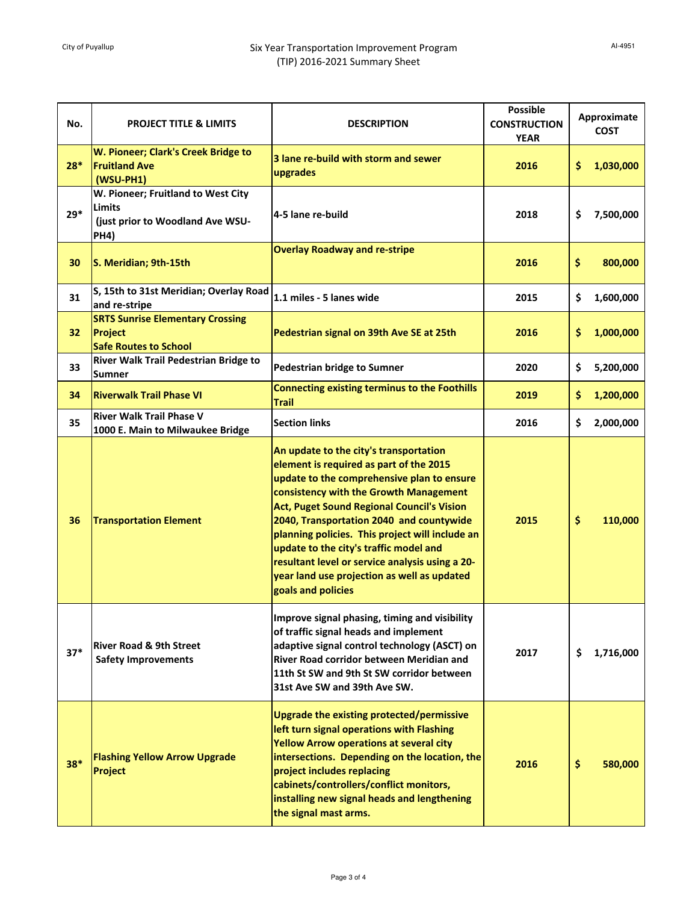# Six Year Transportation Improvement Program (TIP) 2016-2021 Summary Sheet

City of Puyallup

AI-4951

| No. | PROJECT TITLE & LIMITS | DESCRIPTION | Possible CONSTRUCTION YEAR | Approximate COST |
|---|---|---|---|---|
| 28* | W. Pioneer; Clark's Creek Bridge to Fruitland Ave (WSU-PH1) | 3 lane re-build with storm and sewer upgrades | 2016 | $ 1,030,000 |
| 29* | W. Pioneer; Fruitland to West City Limits (just prior to Woodland Ave WSU-PH4) | 4-5 lane re-build | 2018 | $ 7,500,000 |
| 30 | S. Meridian; 9th-15th | Overlay Roadway and re-stripe | 2016 | $ 800,000 |
| 31 | S, 15th to 31st Meridian; Overlay Road and re-stripe | 1.1 miles - 5 lanes wide | 2015 | $ 1,600,000 |
| 32 | SRTS Sunrise Elementary Crossing Project Safe Routes to School | Pedestrian signal on 39th Ave SE at 25th | 2016 | $ 1,000,000 |
| 33 | River Walk Trail Pedestrian Bridge to Sumner | Pedestrian bridge to Sumner | 2020 | $ 5,200,000 |
| 34 | Riverwalk Trail Phase VI | Connecting existing terminus to the Foothills Trail | 2019 | $ 1,200,000 |
| 35 | River Walk Trail Phase V 1000 E. Main to Milwaukee Bridge | Section links | 2016 | $ 2,000,000 |
| 36 | Transportation Element | An update to the city's transportation element is required as part of the 2015 update to the comprehensive plan to ensure consistency with the Growth Management Act, Puget Sound Regional Council's Vision 2040, Transportation 2040 and countywide planning policies. This project will include an update to the city's traffic model and resultant level or service analysis using a 20-year land use projection as well as updated goals and policies | 2015 | $ 110,000 |
| 37* | River Road & 9th Street Safety Improvements | Improve signal phasing, timing and visibility of traffic signal heads and implement adaptive signal control technology (ASCT) on River Road corridor between Meridian and 11th St SW and 9th St SW corridor between 31st Ave SW and 39th Ave SW. | 2017 | $ 1,716,000 |
| 38* | Flashing Yellow Arrow Upgrade Project | Upgrade the existing protected/permissive left turn signal operations with Flashing Yellow Arrow operations at several city intersections. Depending on the location, the project includes replacing cabinets/controllers/conflict monitors, installing new signal heads and lengthening the signal mast arms. | 2016 | $ 580,000 |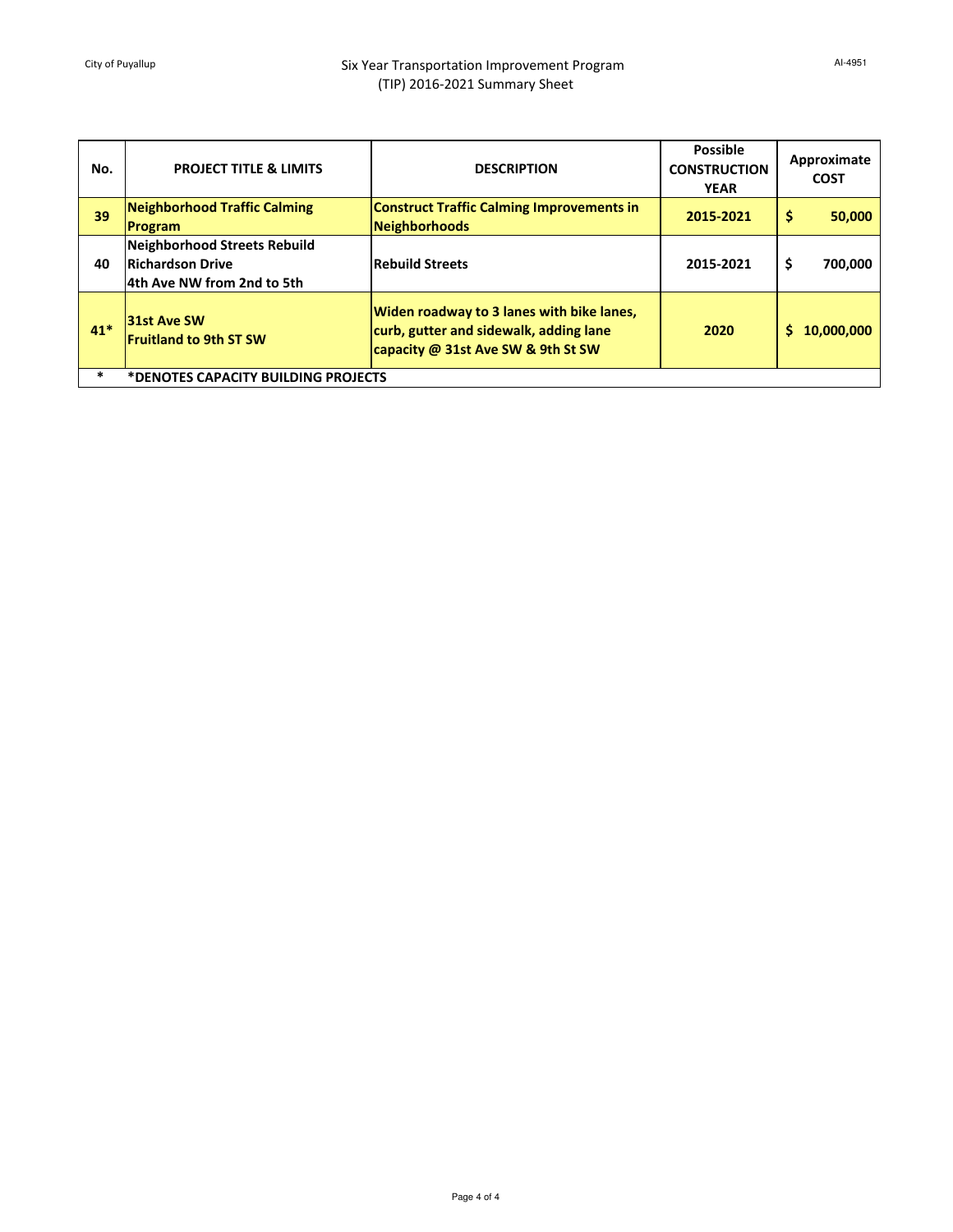City of Puyallup

# Six Year Transportation Improvement Program (TIP) 2016-2021 Summary Sheet

AI-4951

| No. | PROJECT TITLE & LIMITS | DESCRIPTION | Possible CONSTRUCTION YEAR | Approximate COST |
|---|---|---|---|---|
| 39 | Neighborhood Traffic Calming Program | Construct Traffic Calming Improvements in Neighborhoods | 2015-2021 | $ 50,000 |
| 40 | Neighborhood Streets Rebuild<br>Richardson Drive<br>4th Ave NW from 2nd to 5th | Rebuild Streets | 2015-2021 | $ 700,000 |
| 41* | 31st Ave SW<br>Fruitland to 9th ST SW | Widen roadway to 3 lanes with bike lanes, curb, gutter and sidewalk, adding lane capacity @ 31st Ave SW & 9th St SW | 2020 | $ 10,000,000 |
| * | *DENOTES CAPACITY BUILDING PROJECTS | | | |